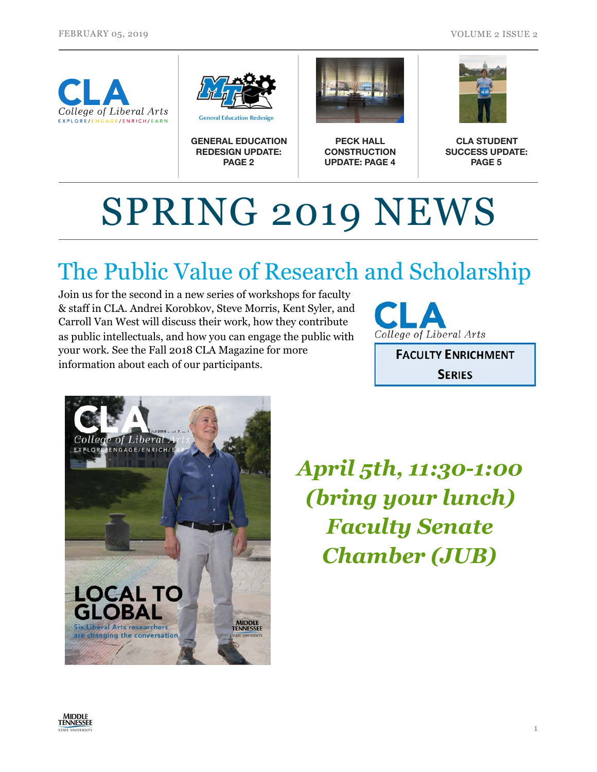GENERAL EDUCATION REDESIGN UPDATE: PAGE 2

PECK HALL CONSTRUCTION UPDATE: PAGE 4

CLA STUDENT SUCCESS UPDATE: PAGE 5

# SPRING 2019 NEWS

## The Public Value of Research and Scholarship

Join us for the second in a new series of workshops for faculty & staff in CLA. Andrei Korobkov, Steve Morris, Kent Syler, and Carroll Van West will discuss their work, how they contribute as public intellectuals, and how you can engage the public with your work. See the Fall 2018 CLA Magazine for more information about each of our participants.

CLA College of Liberal Arts

**FACULTY ENRICHMENT SERIES**

***April 5th, 11:30-1:00 (bring your lunch) Faculty Senate Chamber (JUB)***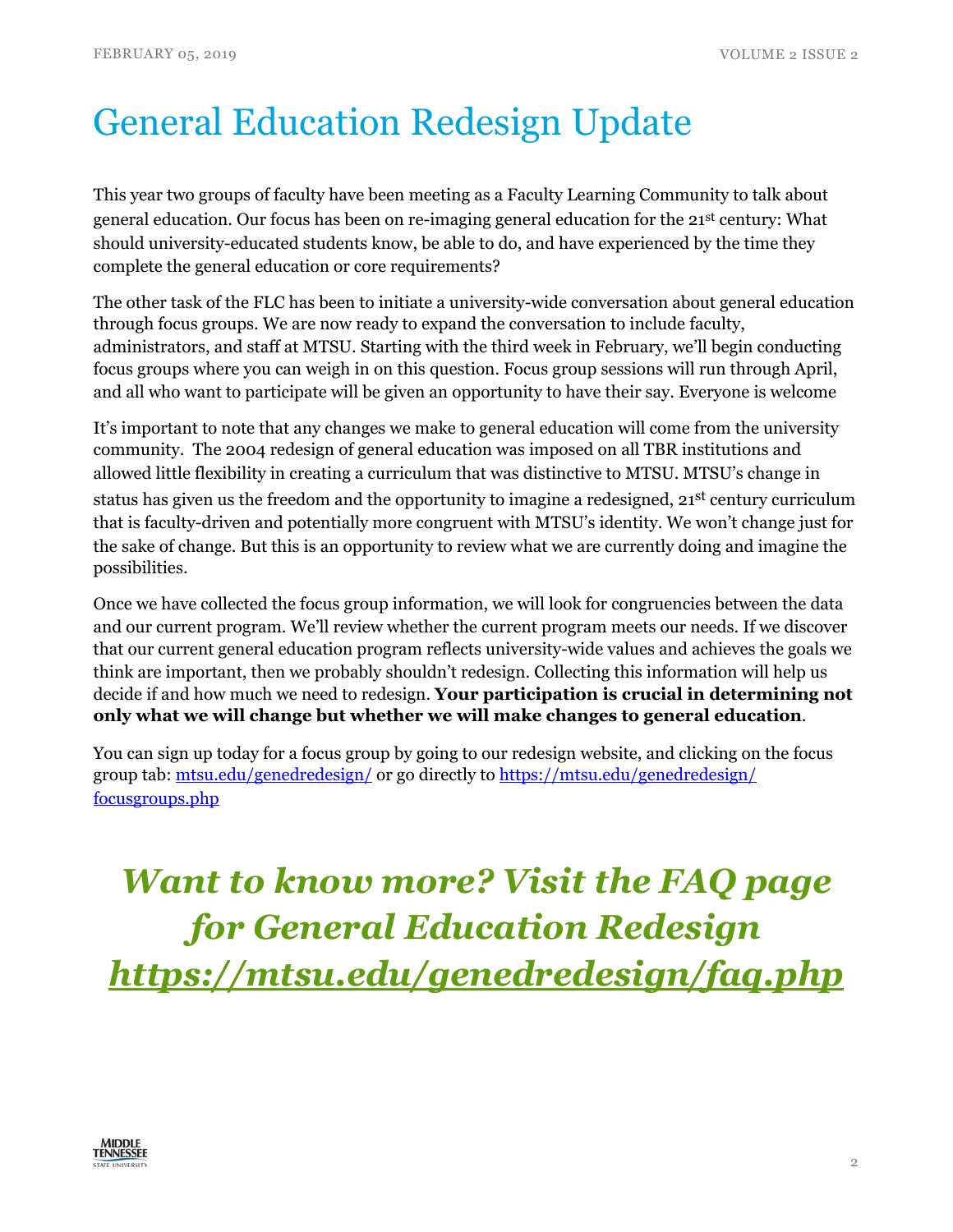# General Education Redesign Update

This year two groups of faculty have been meeting as a Faculty Learning Community to talk about general education. Our focus has been on re-imaging general education for the 21st century: What should university-educated students know, be able to do, and have experienced by the time they complete the general education or core requirements?

The other task of the FLC has been to initiate a university-wide conversation about general education through focus groups. We are now ready to expand the conversation to include faculty, administrators, and staff at MTSU. Starting with the third week in February, we'll begin conducting focus groups where you can weigh in on this question. Focus group sessions will run through April, and all who want to participate will be given an opportunity to have their say. Everyone is welcome

It's important to note that any changes we make to general education will come from the university community. The 2004 redesign of general education was imposed on all TBR institutions and allowed little flexibility in creating a curriculum that was distinctive to MTSU. MTSU's change in status has given us the freedom and the opportunity to imagine a redesigned, 21st century curriculum that is faculty-driven and potentially more congruent with MTSU's identity. We won't change just for the sake of change. But this is an opportunity to review what we are currently doing and imagine the possibilities.

Once we have collected the focus group information, we will look for congruencies between the data and our current program. We'll review whether the current program meets our needs. If we discover that our current general education program reflects university-wide values and achieves the goals we think are important, then we probably shouldn't redesign. Collecting this information will help us decide if and how much we need to redesign. **Your participation is crucial in determining not only what we will change but whether we will make changes to general education**.

You can sign up today for a focus group by going to our redesign website, and clicking on the focus group tab: [mtsu.edu/genedredesign/](mtsu.edu/genedredesign/) or go directly to [https://mtsu.edu/genedredesign/focusgroups.php](https://mtsu.edu/genedredesign/focusgroups.php)

***Want to know more? Visit the FAQ page for General Education Redesign [https://mtsu.edu/genedredesign/faq.php](https://mtsu.edu/genedredesign/faq.php)***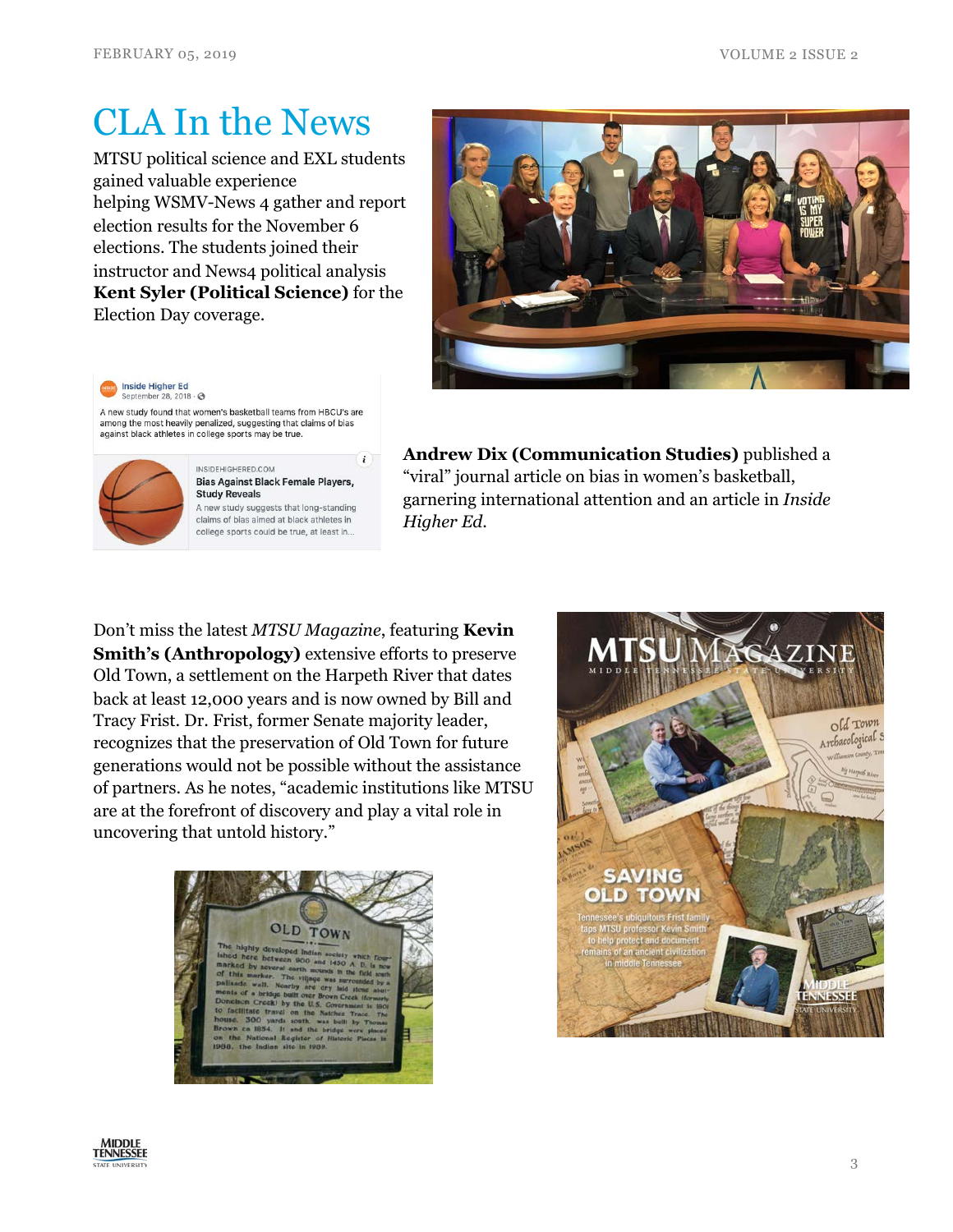# CLA In the News

MTSU political science and EXL students gained valuable experience helping WSMV-News 4 gather and report election results for the November 6 elections. The students joined their instructor and News4 political analysis **Kent Syler (Political Science)** for the Election Day coverage.

**Andrew Dix (Communication Studies)** published a "viral" journal article on bias in women's basketball, garnering international attention and an article in *Inside Higher Ed*.

Don't miss the latest *MTSU Magazine*, featuring **Kevin Smith's (Anthropology)** extensive efforts to preserve Old Town, a settlement on the Harpeth River that dates back at least 12,000 years and is now owned by Bill and Tracy Frist. Dr. Frist, former Senate majority leader, recognizes that the preservation of Old Town for future generations would not be possible without the assistance of partners. As he notes, "academic institutions like MTSU are at the forefront of discovery and play a vital role in uncovering that untold history."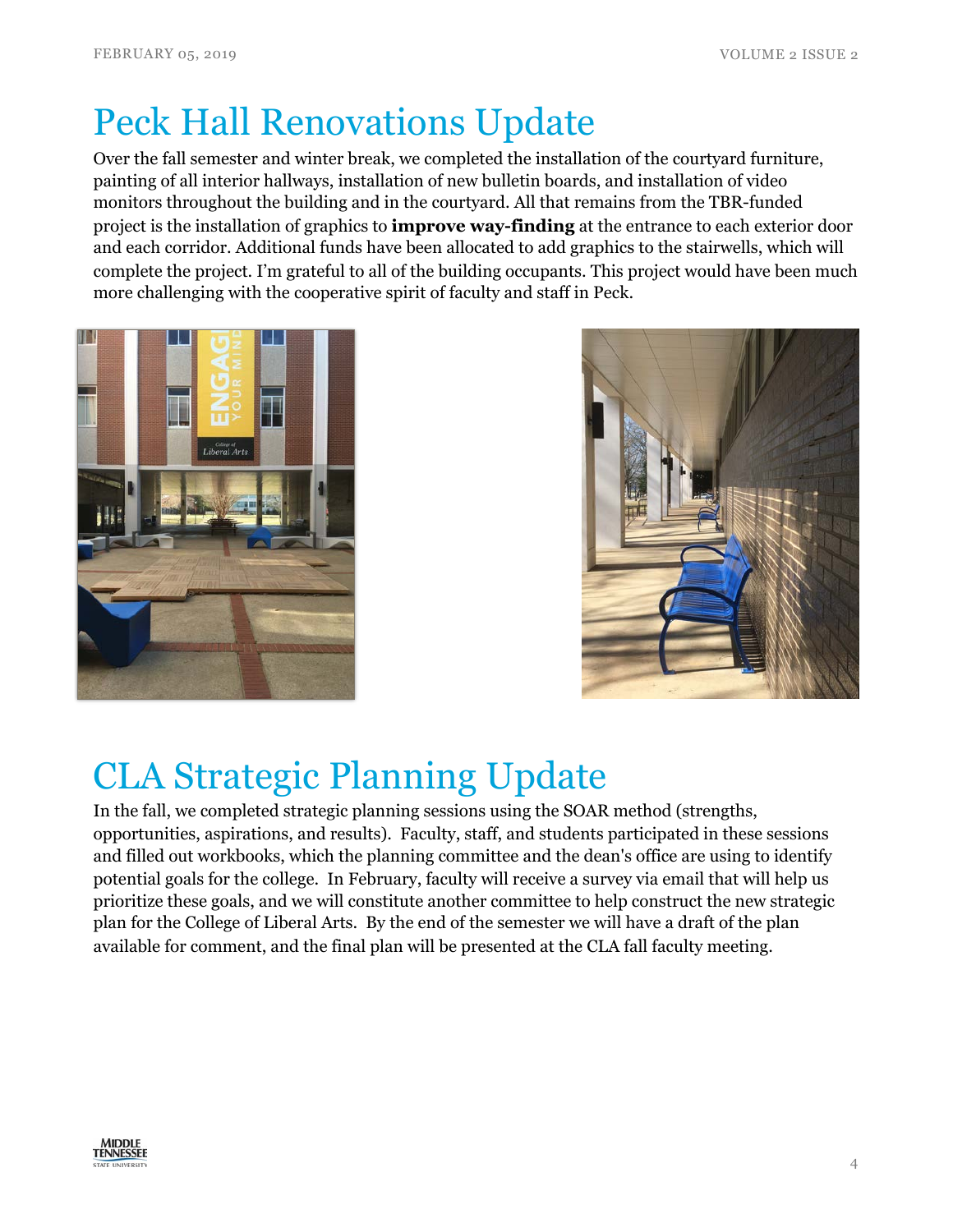# Peck Hall Renovations Update

Over the fall semester and winter break, we completed the installation of the courtyard furniture, painting of all interior hallways, installation of new bulletin boards, and installation of video monitors throughout the building and in the courtyard. All that remains from the TBR-funded project is the installation of graphics to **improve way-finding** at the entrance to each exterior door and each corridor. Additional funds have been allocated to add graphics to the stairwells, which will complete the project. I'm grateful to all of the building occupants. This project would have been much more challenging with the cooperative spirit of faculty and staff in Peck.

# CLA Strategic Planning Update

In the fall, we completed strategic planning sessions using the SOAR method (strengths, opportunities, aspirations, and results). Faculty, staff, and students participated in these sessions and filled out workbooks, which the planning committee and the dean's office are using to identify potential goals for the college. In February, faculty will receive a survey via email that will help us prioritize these goals, and we will constitute another committee to help construct the new strategic plan for the College of Liberal Arts. By the end of the semester we will have a draft of the plan available for comment, and the final plan will be presented at the CLA fall faculty meeting.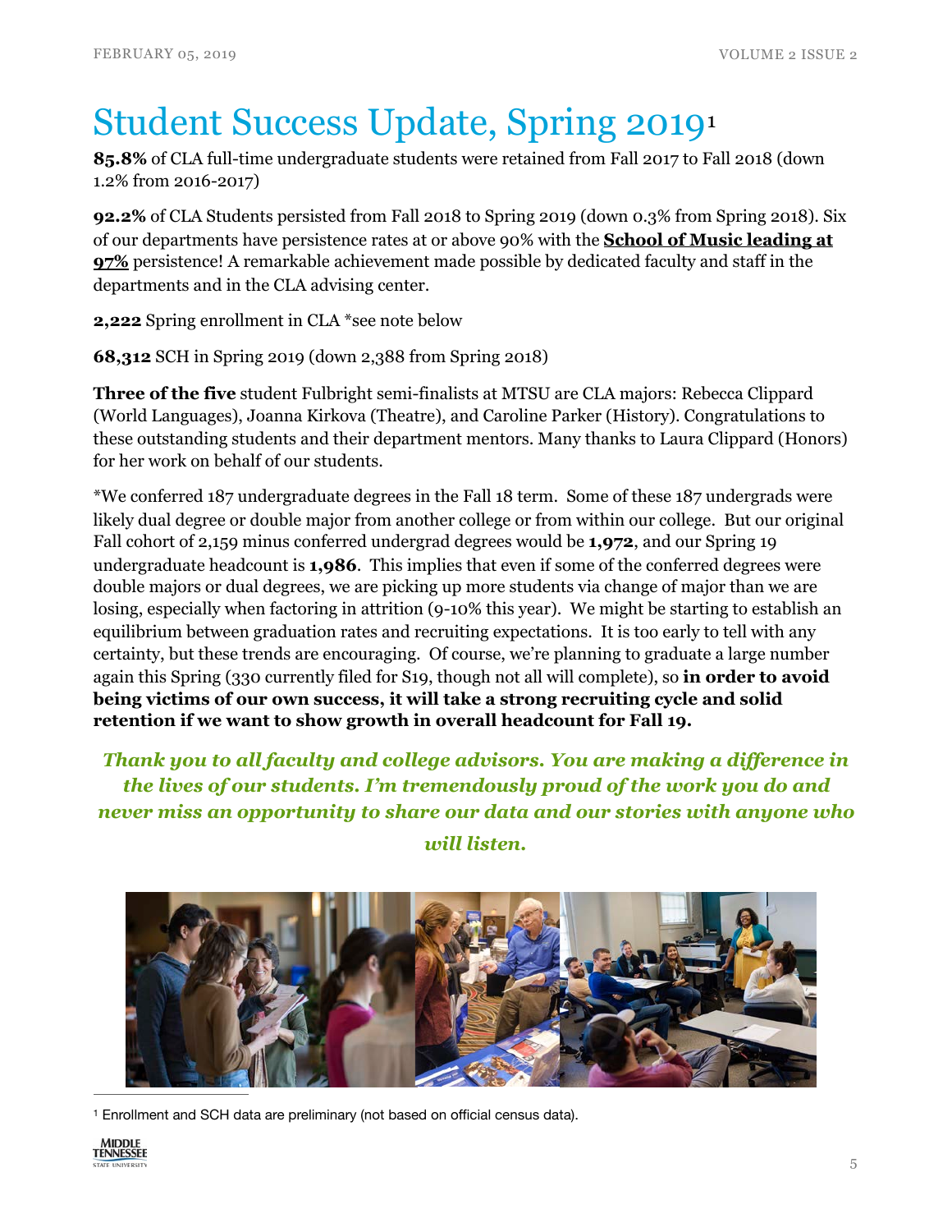# Student Success Update, Spring 2019[1]

**85.8%** of CLA full-time undergraduate students were retained from Fall 2017 to Fall 2018 (down 1.2% from 2016-2017)

**92.2%** of CLA Students persisted from Fall 2018 to Spring 2019 (down 0.3% from Spring 2018). Six of our departments have persistence rates at or above 90% with the **School of Music leading at 97%** persistence! A remarkable achievement made possible by dedicated faculty and staff in the departments and in the CLA advising center.

**2,222** Spring enrollment in CLA *see note below

**68,312** SCH in Spring 2019 (down 2,388 from Spring 2018)

**Three of the five** student Fulbright semi-finalists at MTSU are CLA majors: Rebecca Clippard (World Languages), Joanna Kirkova (Theatre), and Caroline Parker (History). Congratulations to these outstanding students and their department mentors. Many thanks to Laura Clippard (Honors) for her work on behalf of our students.

*We conferred 187 undergraduate degrees in the Fall 18 term. Some of these 187 undergrads were likely dual degree or double major from another college or from within our college. But our original Fall cohort of 2,159 minus conferred undergrad degrees would be **1,972**, and our Spring 19 undergraduate headcount is **1,986**. This implies that even if some of the conferred degrees were double majors or dual degrees, we are picking up more students via change of major than we are losing, especially when factoring in attrition (9-10% this year). We might be starting to establish an equilibrium between graduation rates and recruiting expectations. It is too early to tell with any certainty, but these trends are encouraging. Of course, we're planning to graduate a large number again this Spring (330 currently filed for S19, though not all will complete), so **in order to avoid being victims of our own success, it will take a strong recruiting cycle and solid retention if we want to show growth in overall headcount for Fall 19.**

***Thank you to all faculty and college advisors. You are making a difference in the lives of our students. I'm tremendously proud of the work you do and never miss an opportunity to share our data and our stories with anyone who will listen.***

[1] Enrollment and SCH data are preliminary (not based on official census data).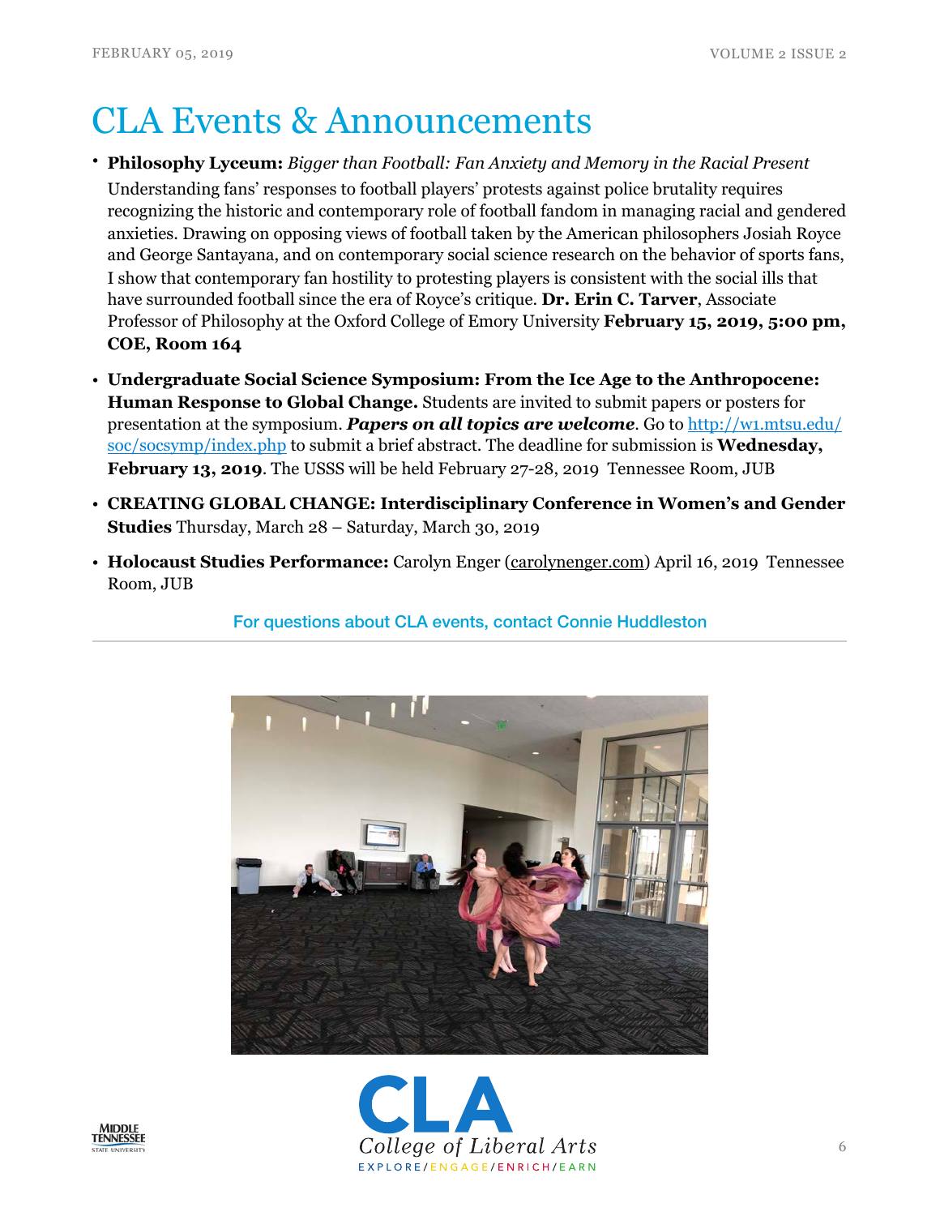# CLA Events & Announcements

- **Philosophy Lyceum:** *Bigger than Football: Fan Anxiety and Memory in the Racial Present* Understanding fans' responses to football players' protests against police brutality requires recognizing the historic and contemporary role of football fandom in managing racial and gendered anxieties. Drawing on opposing views of football taken by the American philosophers Josiah Royce and George Santayana, and on contemporary social science research on the behavior of sports fans, I show that contemporary fan hostility to protesting players is consistent with the social ills that have surrounded football since the era of Royce's critique. **Dr. Erin C. Tarver**, Associate Professor of Philosophy at the Oxford College of Emory University **February 15, 2019, 5:00 pm, COE, Room 164**
- **Undergraduate Social Science Symposium: From the Ice Age to the Anthropocene: Human Response to Global Change.** Students are invited to submit papers or posters for presentation at the symposium. ***Papers on all topics are welcome***. Go to [http://w1.mtsu.edu/soc/socsymp/index.php](http://w1.mtsu.edu/soc/socsymp/index.php) to submit a brief abstract. The deadline for submission is **Wednesday, February 13, 2019**. The USSS will be held February 27-28, 2019 Tennessee Room, JUB
- **CREATING GLOBAL CHANGE: Interdisciplinary Conference in Women's and Gender Studies** Thursday, March 28 – Saturday, March 30, 2019
- **Holocaust Studies Performance:** Carolyn Enger (carolynenger.com) April 16, 2019 Tennessee Room, JUB

For questions about CLA events, contact Connie Huddleston

CLA College of Liberal Arts EXPLORE/ENGAGE/ENRICH/EARN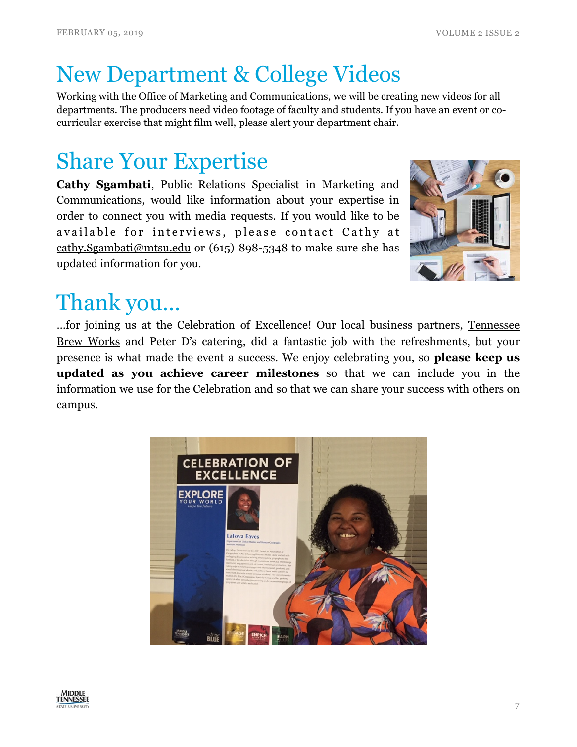# New Department & College Videos

Working with the Office of Marketing and Communications, we will be creating new videos for all departments. The producers need video footage of faculty and students. If you have an event or co-curricular exercise that might film well, please alert your department chair.

# Share Your Expertise

**Cathy Sgambati**, Public Relations Specialist in Marketing and Communications, would like information about your expertise in order to connect you with media requests. If you would like to be available for interviews, please contact Cathy at cathy.Sgambati@mtsu.edu or (615) 898-5348 to make sure she has updated information for you.

# Thank you…

…for joining us at the Celebration of Excellence! Our local business partners, Tennessee Brew Works and Peter D's catering, did a fantastic job with the refreshments, but your presence is what made the event a success. We enjoy celebrating you, so **please keep us updated as you achieve career milestones** so that we can include you in the information we use for the Celebration and so that we can share your success with others on campus.